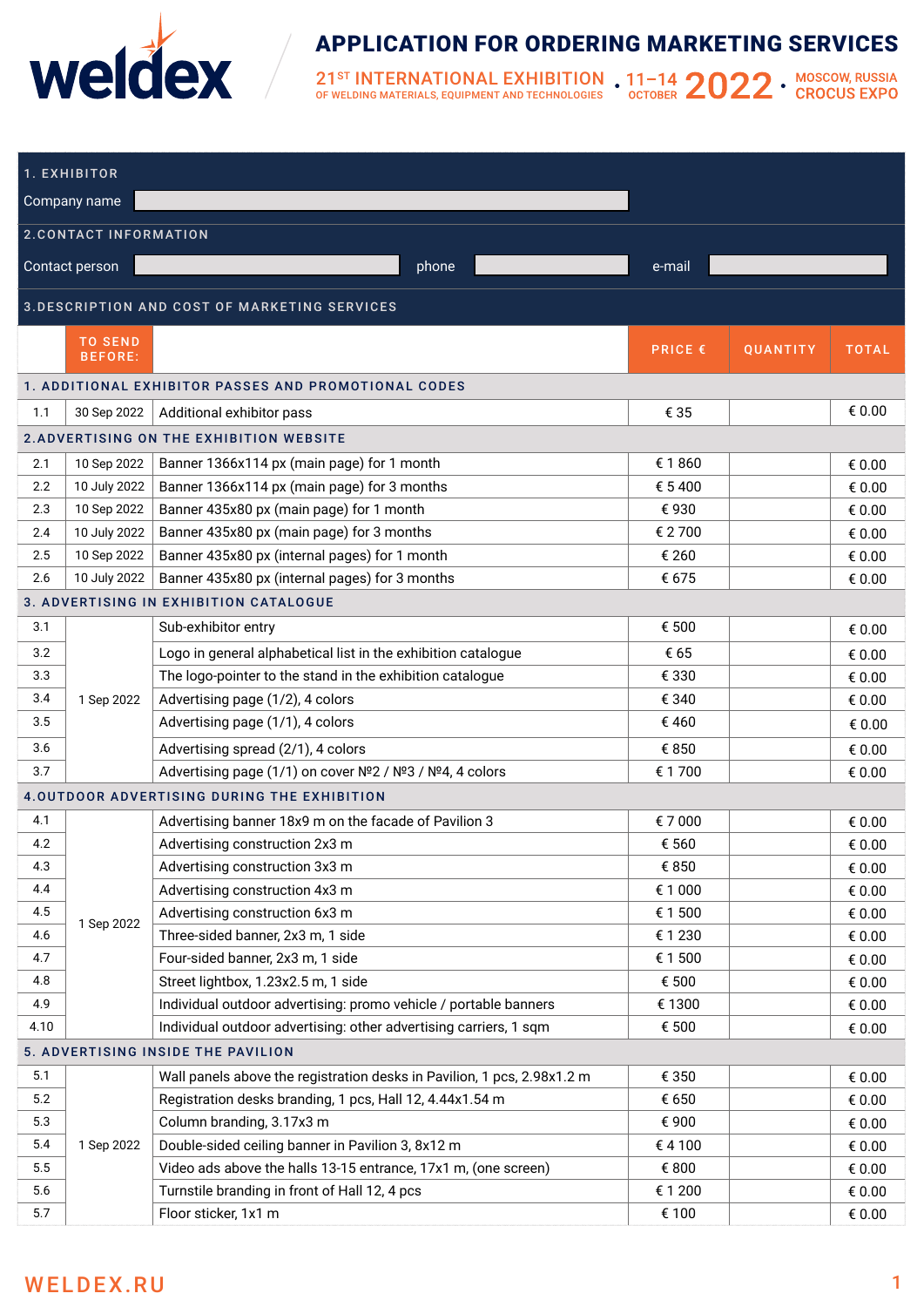# APPLICATION FOR ORDERING MARKETING SERVICES

weldex

21ST INTERNATIONAL EXHIBITION OF WELDING MATERIALS, EQUIPMENT AND TECHNOLOGIES • 11–14 OCTOBER 2022 • MOSCOW, RUSSIA CROCUS EXPO

## 1. EXHIBITOR

Company name

## 2. CONTACT INFORMATION

Contact person | phone | e-mail

## 3. DESCRIPTION AND COST OF MARKETING SERVICES

| | TO SEND BEFORE: | | PRICE € | QUANTITY | TOTAL |
|---|---|---|---|---|---|
| **1. ADDITIONAL EXHIBITOR PASSES AND PROMOTIONAL CODES** | | | | | |
| 1.1 | 30 Sep 2022 | Additional exhibitor pass | € 35 | | € 0.00 |
| **2. ADVERTISING ON THE EXHIBITION WEBSITE** | | | | | |
| 2.1 | 10 Sep 2022 | Banner 1366x114 px (main page) for 1 month | € 1 860 | | € 0.00 |
| 2.2 | 10 July 2022 | Banner 1366x114 px (main page) for 3 months | € 5 400 | | € 0.00 |
| 2.3 | 10 Sep 2022 | Banner 435x80 px (main page) for 1 month | € 930 | | € 0.00 |
| 2.4 | 10 July 2022 | Banner 435x80 px (main page) for 3 months | € 2 700 | | € 0.00 |
| 2.5 | 10 Sep 2022 | Banner 435x80 px (internal pages) for 1 month | € 260 | | € 0.00 |
| 2.6 | 10 July 2022 | Banner 435x80 px (internal pages) for 3 months | € 675 | | € 0.00 |
| **3. ADVERTISING IN EXHIBITION CATALOGUE** | | | | | |
| 3.1 | 1 Sep 2022 | Sub-exhibitor entry | € 500 | | € 0.00 |
| 3.2 | 1 Sep 2022 | Logo in general alphabetical list in the exhibition catalogue | € 65 | | € 0.00 |
| 3.3 | 1 Sep 2022 | The logo-pointer to the stand in the exhibition catalogue | € 330 | | € 0.00 |
| 3.4 | 1 Sep 2022 | Advertising page (1/2), 4 colors | € 340 | | € 0.00 |
| 3.5 | 1 Sep 2022 | Advertising page (1/1), 4 colors | € 460 | | € 0.00 |
| 3.6 | 1 Sep 2022 | Advertising spread (2/1), 4 colors | € 850 | | € 0.00 |
| 3.7 | 1 Sep 2022 | Advertising page (1/1) on cover №2 / №3 / №4, 4 colors | € 1 700 | | € 0.00 |
| **4. OUTDOOR ADVERTISING DURING THE EXHIBITION** | | | | | |
| 4.1 | 1 Sep 2022 | Advertising banner 18x9 m on the facade of Pavilion 3 | € 7 000 | | € 0.00 |
| 4.2 | 1 Sep 2022 | Advertising construction 2x3 m | € 560 | | € 0.00 |
| 4.3 | 1 Sep 2022 | Advertising construction 3x3 m | € 850 | | € 0.00 |
| 4.4 | 1 Sep 2022 | Advertising construction 4x3 m | € 1 000 | | € 0.00 |
| 4.5 | 1 Sep 2022 | Advertising construction 6x3 m | € 1 500 | | € 0.00 |
| 4.6 | 1 Sep 2022 | Three-sided banner, 2x3 m, 1 side | € 1 230 | | € 0.00 |
| 4.7 | 1 Sep 2022 | Four-sided banner, 2x3 m, 1 side | € 1 500 | | € 0.00 |
| 4.8 | 1 Sep 2022 | Street lightbox, 1.23x2.5 m, 1 side | € 500 | | € 0.00 |
| 4.9 | 1 Sep 2022 | Individual outdoor advertising: promo vehicle / portable banners | € 1300 | | € 0.00 |
| 4.10 | 1 Sep 2022 | Individual outdoor advertising: other advertising carriers, 1 sqm | € 500 | | € 0.00 |
| **5. ADVERTISING INSIDE THE PAVILION** | | | | | |
| 5.1 | 1 Sep 2022 | Wall panels above the registration desks in Pavilion, 1 pcs, 2.98x1.2 m | € 350 | | € 0.00 |
| 5.2 | 1 Sep 2022 | Registration desks branding, 1 pcs, Hall 12, 4.44x1.54 m | € 650 | | € 0.00 |
| 5.3 | 1 Sep 2022 | Column branding, 3.17x3 m | € 900 | | € 0.00 |
| 5.4 | 1 Sep 2022 | Double-sided ceiling banner in Pavilion 3, 8x12 m | € 4 100 | | € 0.00 |
| 5.5 | 1 Sep 2022 | Video ads above the halls 13-15 entrance, 17x1 m, (one screen) | € 800 | | € 0.00 |
| 5.6 | 1 Sep 2022 | Turnstile branding in front of Hall 12, 4 pcs | € 1 200 | | € 0.00 |
| 5.7 | 1 Sep 2022 | Floor sticker, 1x1 m | € 100 | | € 0.00 |

WELDEX.RU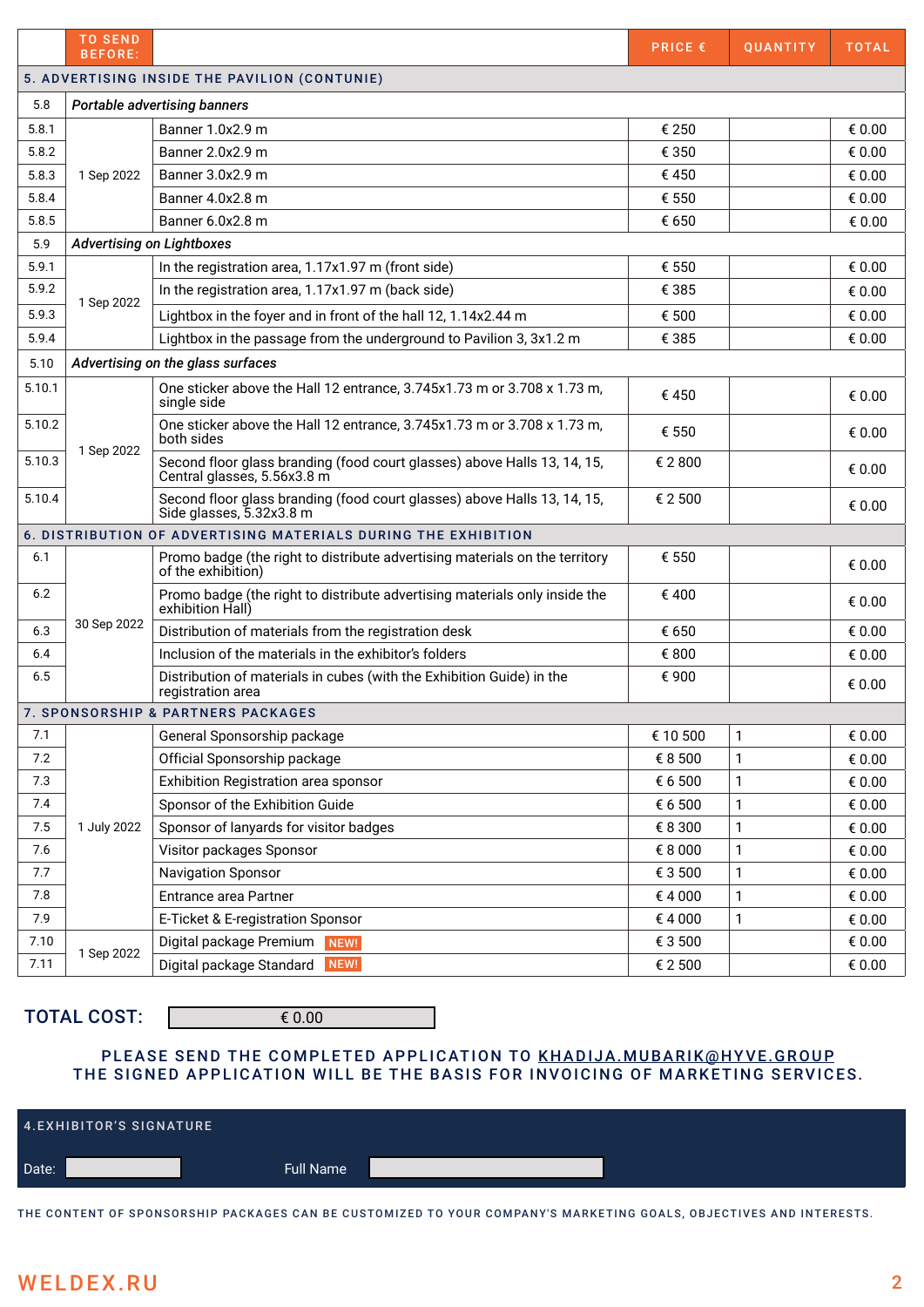| | TO SEND BEFORE: | | PRICE € | QUANTITY | TOTAL |
|---|---|---|---|---|---|
| **5. ADVERTISING INSIDE THE PAVILION (CONTUNIE)** | | | | | |
| 5.8 | *Portable advertising banners* | | | | |
| 5.8.1 | 1 Sep 2022 | Banner 1.0x2.9 m | € 250 | | € 0.00 |
| 5.8.2 | | Banner 2.0x2.9 m | € 350 | | € 0.00 |
| 5.8.3 | | Banner 3.0x2.9 m | € 450 | | € 0.00 |
| 5.8.4 | | Banner 4.0x2.8 m | € 550 | | € 0.00 |
| 5.8.5 | | Banner 6.0x2.8 m | € 650 | | € 0.00 |
| 5.9 | *Advertising on Lightboxes* | | | | |
| 5.9.1 | 1 Sep 2022 | In the registration area, 1.17x1.97 m (front side) | € 550 | | € 0.00 |
| 5.9.2 | | In the registration area, 1.17x1.97 m (back side) | € 385 | | € 0.00 |
| 5.9.3 | | Lightbox in the foyer and in front of the hall 12, 1.14x2.44 m | € 500 | | € 0.00 |
| 5.9.4 | | Lightbox in the passage from the underground to Pavilion 3, 3x1.2 m | € 385 | | € 0.00 |
| 5.10 | *Advertising on the glass surfaces* | | | | |
| 5.10.1 | 1 Sep 2022 | One sticker above the Hall 12 entrance, 3.745x1.73 m or 3.708 x 1.73 m, single side | € 450 | | € 0.00 |
| 5.10.2 | | One sticker above the Hall 12 entrance, 3.745x1.73 m or 3.708 x 1.73 m, both sides | € 550 | | € 0.00 |
| 5.10.3 | | Second floor glass branding (food court glasses) above Halls 13, 14, 15, Central glasses, 5.56x3.8 m | € 2 800 | | € 0.00 |
| 5.10.4 | | Second floor glass branding (food court glasses) above Halls 13, 14, 15, Side glasses, 5.32x3.8 m | € 2 500 | | € 0.00 |
| **6. DISTRIBUTION OF ADVERTISING MATERIALS DURING THE EXHIBITION** | | | | | |
| 6.1 | 30 Sep 2022 | Promo badge (the right to distribute advertising materials on the territory of the exhibition) | € 550 | | € 0.00 |
| 6.2 | | Promo badge (the right to distribute advertising materials only inside the exhibition Hall) | € 400 | | € 0.00 |
| 6.3 | | Distribution of materials from the registration desk | € 650 | | € 0.00 |
| 6.4 | | Inclusion of the materials in the exhibitor's folders | € 800 | | € 0.00 |
| 6.5 | | Distribution of materials in cubes (with the Exhibition Guide) in the registration area | € 900 | | € 0.00 |
| **7. SPONSORSHIP & PARTNERS PACKAGES** | | | | | |
| 7.1 | 1 July 2022 | General Sponsorship package | € 10 500 | 1 | € 0.00 |
| 7.2 | | Official Sponsorship package | € 8 500 | 1 | € 0.00 |
| 7.3 | | Exhibition Registration area sponsor | € 6 500 | 1 | € 0.00 |
| 7.4 | | Sponsor of the Exhibition Guide | € 6 500 | 1 | € 0.00 |
| 7.5 | | Sponsor of lanyards for visitor badges | € 8 300 | 1 | € 0.00 |
| 7.6 | | Visitor packages Sponsor | € 8 000 | 1 | € 0.00 |
| 7.7 | | Navigation Sponsor | € 3 500 | 1 | € 0.00 |
| 7.8 | | Entrance area Partner | € 4 000 | 1 | € 0.00 |
| 7.9 | | E-Ticket & E-registration Sponsor | € 4 000 | 1 | € 0.00 |
| 7.10 | 1 Sep 2022 | Digital package Premium NEW! | € 3 500 | | € 0.00 |
| 7.11 | | Digital package Standard NEW! | € 2 500 | | € 0.00 |

**TOTAL COST:** € 0.00

**PLEASE SEND THE COMPLETED APPLICATION TO KHADIJA.MUBARIK@HYVE.GROUP**
**THE SIGNED APPLICATION WILL BE THE BASIS FOR INVOICING OF MARKETING SERVICES.**

## 4.EXHIBITOR'S SIGNATURE

Date: ____________ Full Name ____________

THE CONTENT OF SPONSORSHIP PACKAGES CAN BE CUSTOMIZED TO YOUR COMPANY'S MARKETING GOALS, OBJECTIVES AND INTERESTS.

WELDEX.RU